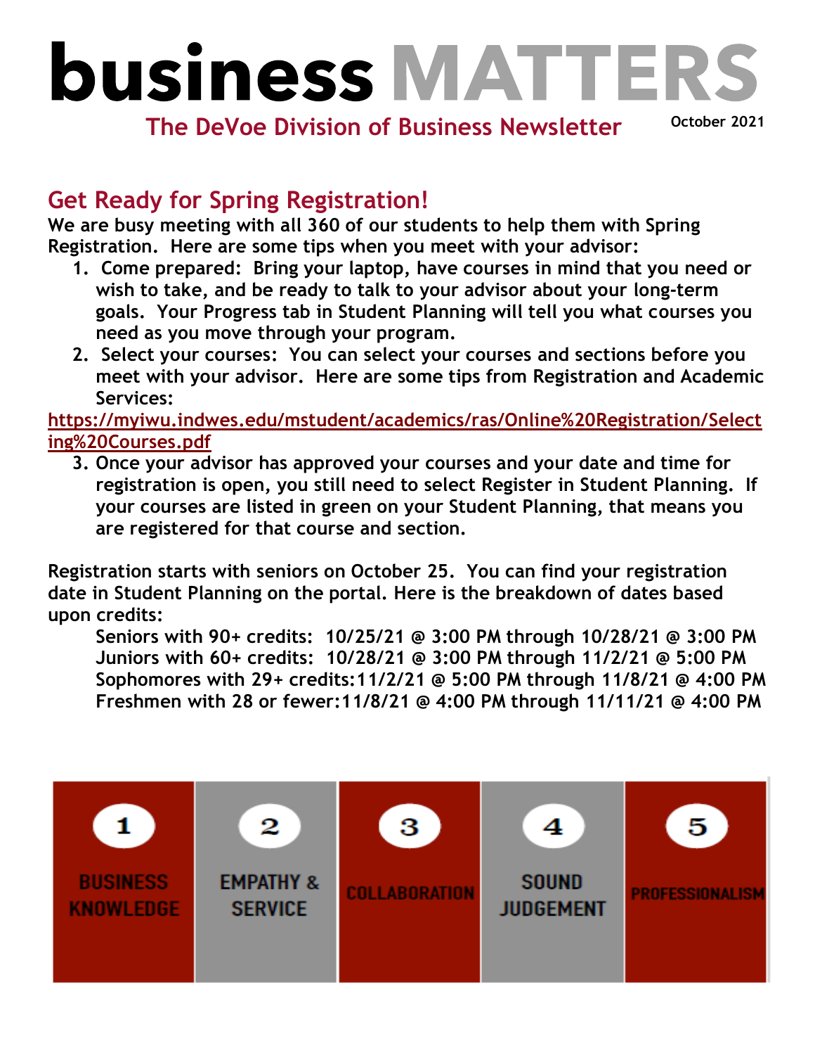# business MATTERS

**The DeVoe Division of Business Newsletter**

**October 2021**

## Get Ready for Spring Registration!

**We are busy meeting with all 360 of our students to help them with Spring Registration. Here are some tips when you meet with your advisor:**

1. **Come prepared: Bring your laptop, have courses in mind that you need or wish to take, and be ready to talk to your advisor about your long-term goals. Your Progress tab in Student Planning will tell you what courses you need as you move through your program.**
2. **Select your courses: You can select your courses and sections before you meet with your advisor. Here are some tips from Registration and Academic Services:**

[https://myiwu.indwes.edu/mstudent/academics/ras/Online%20Registration/Selecting%20Courses.pdf](https://myiwu.indwes.edu/mstudent/academics/ras/Online%20Registration/Selecting%20Courses.pdf)

3. **Once your advisor has approved your courses and your date and time for registration is open, you still need to select Register in Student Planning. If your courses are listed in green on your Student Planning, that means you are registered for that course and section.**

**Registration starts with seniors on October 25. You can find your registration date in Student Planning on the portal. Here is the breakdown of dates based upon credits:**

**Seniors with 90+ credits: 10/25/21 @ 3:00 PM through 10/28/21 @ 3:00 PM**
**Juniors with 60+ credits: 10/28/21 @ 3:00 PM through 11/2/21 @ 5:00 PM**
**Sophomores with 29+ credits: 11/2/21 @ 5:00 PM through 11/8/21 @ 4:00 PM**
**Freshmen with 28 or fewer: 11/8/21 @ 4:00 PM through 11/11/21 @ 4:00 PM**

| 1 | 2 | 3 | 4 | 5 |
|---|---|---|---|---|
| BUSINESS KNOWLEDGE | EMPATHY & SERVICE | COLLABORATION | SOUND JUDGEMENT | PROFESSIONALISM |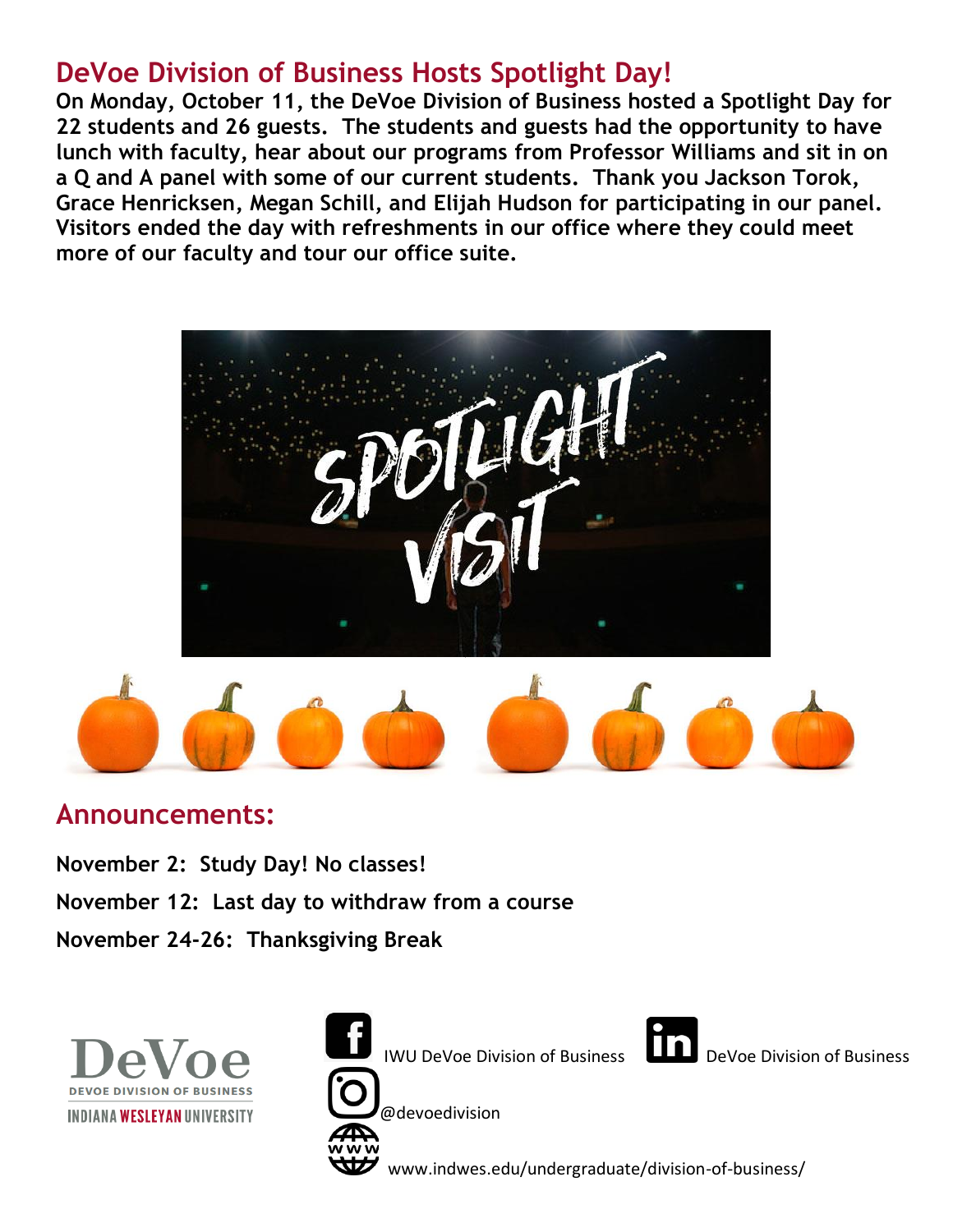## DeVoe Division of Business Hosts Spotlight Day!

**On Monday, October 11, the DeVoe Division of Business hosted a Spotlight Day for 22 students and 26 guests. The students and guests had the opportunity to have lunch with faculty, hear about our programs from Professor Williams and sit in on a Q and A panel with some of our current students. Thank you Jackson Torok, Grace Henricksen, Megan Schill, and Elijah Hudson for participating in our panel. Visitors ended the day with refreshments in our office where they could meet more of our faculty and tour our office suite.**

## Announcements:

**November 2: Study Day! No classes!**

**November 12: Last day to withdraw from a course**

**November 24-26: Thanksgiving Break**

DeVoe
DEVOE DIVISION OF BUSINESS
INDIANA WESLEYAN UNIVERSITY

IWU DeVoe Division of Business

DeVoe Division of Business

@devoedivision

www.indwes.edu/undergraduate/division-of-business/